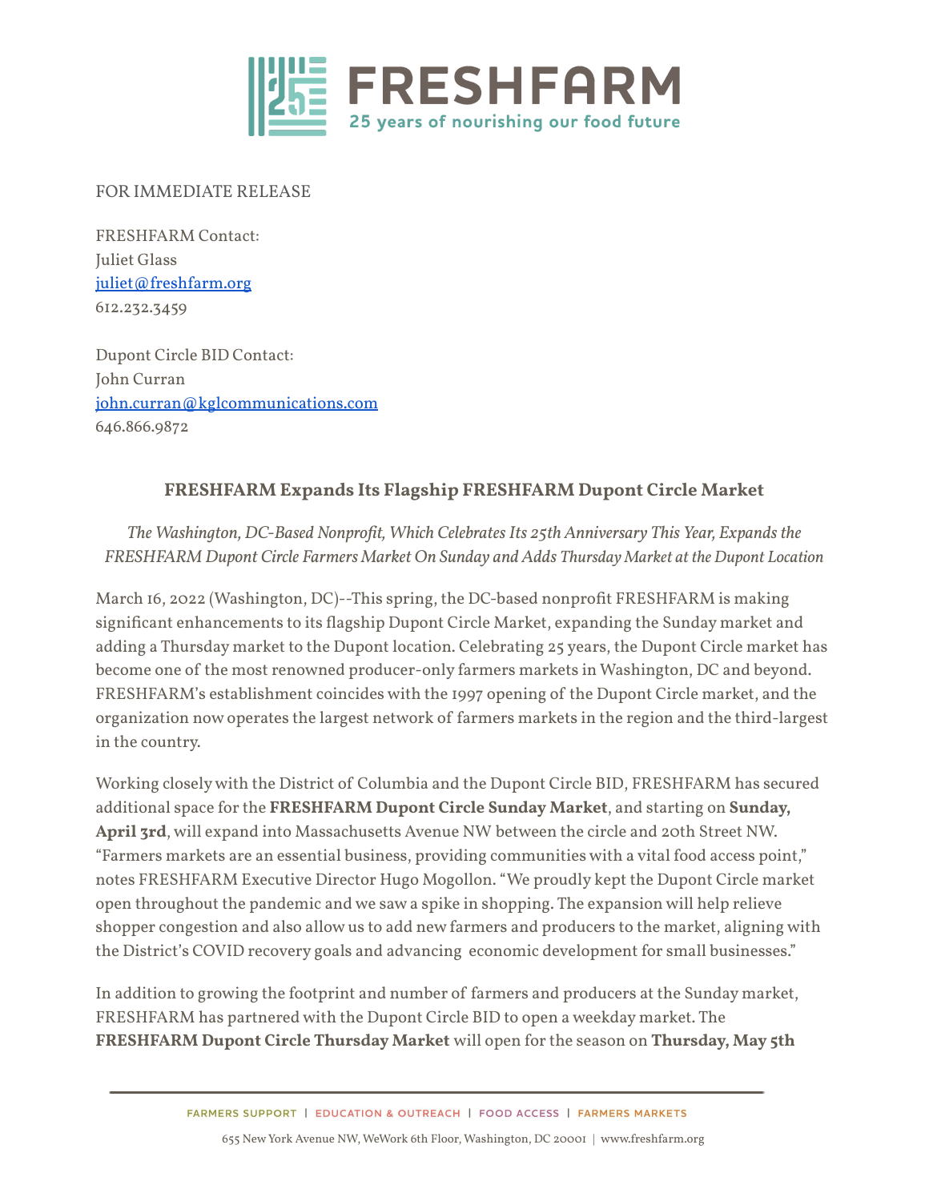# FRESHFARM

25 years of nourishing our food future

FOR IMMEDIATE RELEASE

FRESHFARM Contact:
Juliet Glass
[juliet@freshfarm.org](mailto:juliet@freshfarm.org)
612.232.3459

Dupont Circle BID Contact:
John Curran
[john.curran@kglcommunications.com](mailto:john.curran@kglcommunications.com)
646.866.9872

## FRESHFARM Expands Its Flagship FRESHFARM Dupont Circle Market

*The Washington, DC-Based Nonprofit, Which Celebrates Its 25th Anniversary This Year, Expands the FRESHFARM Dupont Circle Farmers Market On Sunday and Adds Thursday Market at the Dupont Location*

March 16, 2022 (Washington, DC)--This spring, the DC-based nonprofit FRESHFARM is making significant enhancements to its flagship Dupont Circle Market, expanding the Sunday market and adding a Thursday market to the Dupont location. Celebrating 25 years, the Dupont Circle market has become one of the most renowned producer-only farmers markets in Washington, DC and beyond. FRESHFARM's establishment coincides with the 1997 opening of the Dupont Circle market, and the organization now operates the largest network of farmers markets in the region and the third-largest in the country.

Working closely with the District of Columbia and the Dupont Circle BID, FRESHFARM has secured additional space for the **FRESHFARM Dupont Circle Sunday Market**, and starting on **Sunday, April 3rd**, will expand into Massachusetts Avenue NW between the circle and 20th Street NW. "Farmers markets are an essential business, providing communities with a vital food access point," notes FRESHFARM Executive Director Hugo Mogollon. "We proudly kept the Dupont Circle market open throughout the pandemic and we saw a spike in shopping. The expansion will help relieve shopper congestion and also allow us to add new farmers and producers to the market, aligning with the District's COVID recovery goals and advancing economic development for small businesses."

In addition to growing the footprint and number of farmers and producers at the Sunday market, FRESHFARM has partnered with the Dupont Circle BID to open a weekday market. The **FRESHFARM Dupont Circle Thursday Market** will open for the season on **Thursday, May 5th**

FARMERS SUPPORT | EDUCATION & OUTREACH | FOOD ACCESS | FARMERS MARKETS

655 New York Avenue NW, WeWork 6th Floor, Washington, DC 20001 | www.freshfarm.org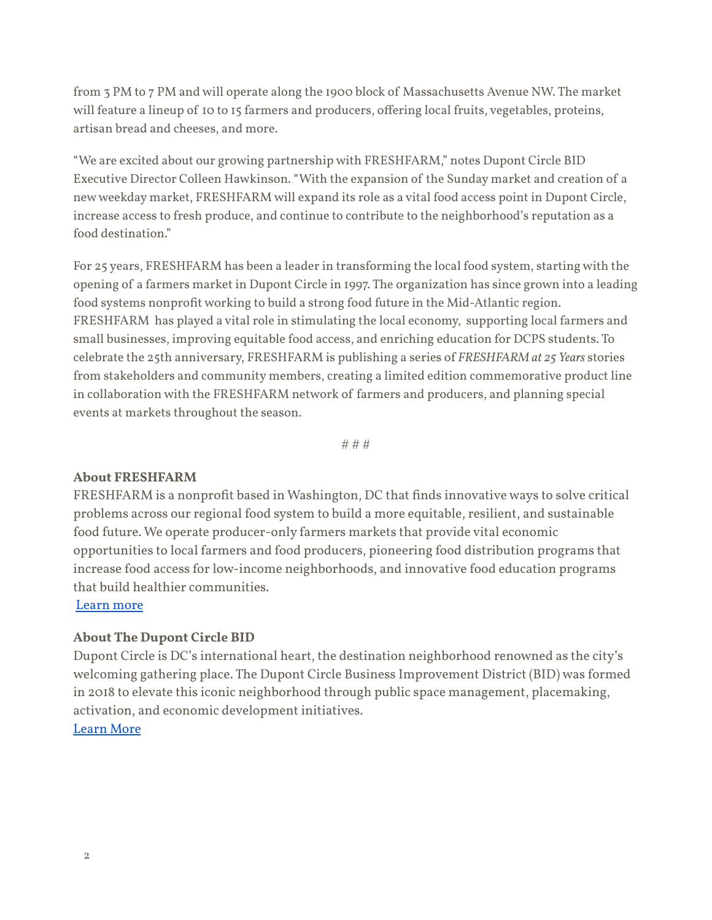from 3 PM to 7 PM and will operate along the 1900 block of Massachusetts Avenue NW. The market will feature a lineup of 10 to 15 farmers and producers, offering local fruits, vegetables, proteins, artisan bread and cheeses, and more.

"We are excited about our growing partnership with FRESHFARM," notes Dupont Circle BID Executive Director Colleen Hawkinson. "With the expansion of the Sunday market and creation of a new weekday market, FRESHFARM will expand its role as a vital food access point in Dupont Circle, increase access to fresh produce, and continue to contribute to the neighborhood's reputation as a food destination."

For 25 years, FRESHFARM has been a leader in transforming the local food system, starting with the opening of a farmers market in Dupont Circle in 1997. The organization has since grown into a leading food systems nonprofit working to build a strong food future in the Mid-Atlantic region. FRESHFARM has played a vital role in stimulating the local economy, supporting local farmers and small businesses, improving equitable food access, and enriching education for DCPS students. To celebrate the 25th anniversary, FRESHFARM is publishing a series of *FRESHFARM at 25 Years* stories from stakeholders and community members, creating a limited edition commemorative product line in collaboration with the FRESHFARM network of farmers and producers, and planning special events at markets throughout the season.

# # #

**About FRESHFARM**

FRESHFARM is a nonprofit based in Washington, DC that finds innovative ways to solve critical problems across our regional food system to build a more equitable, resilient, and sustainable food future. We operate producer-only farmers markets that provide vital economic opportunities to local farmers and food producers, pioneering food distribution programs that increase food access for low-income neighborhoods, and innovative food education programs that build healthier communities.

Learn more

**About The Dupont Circle BID**

Dupont Circle is DC's international heart, the destination neighborhood renowned as the city's welcoming gathering place. The Dupont Circle Business Improvement District (BID) was formed in 2018 to elevate this iconic neighborhood through public space management, placemaking, activation, and economic development initiatives.

Learn More